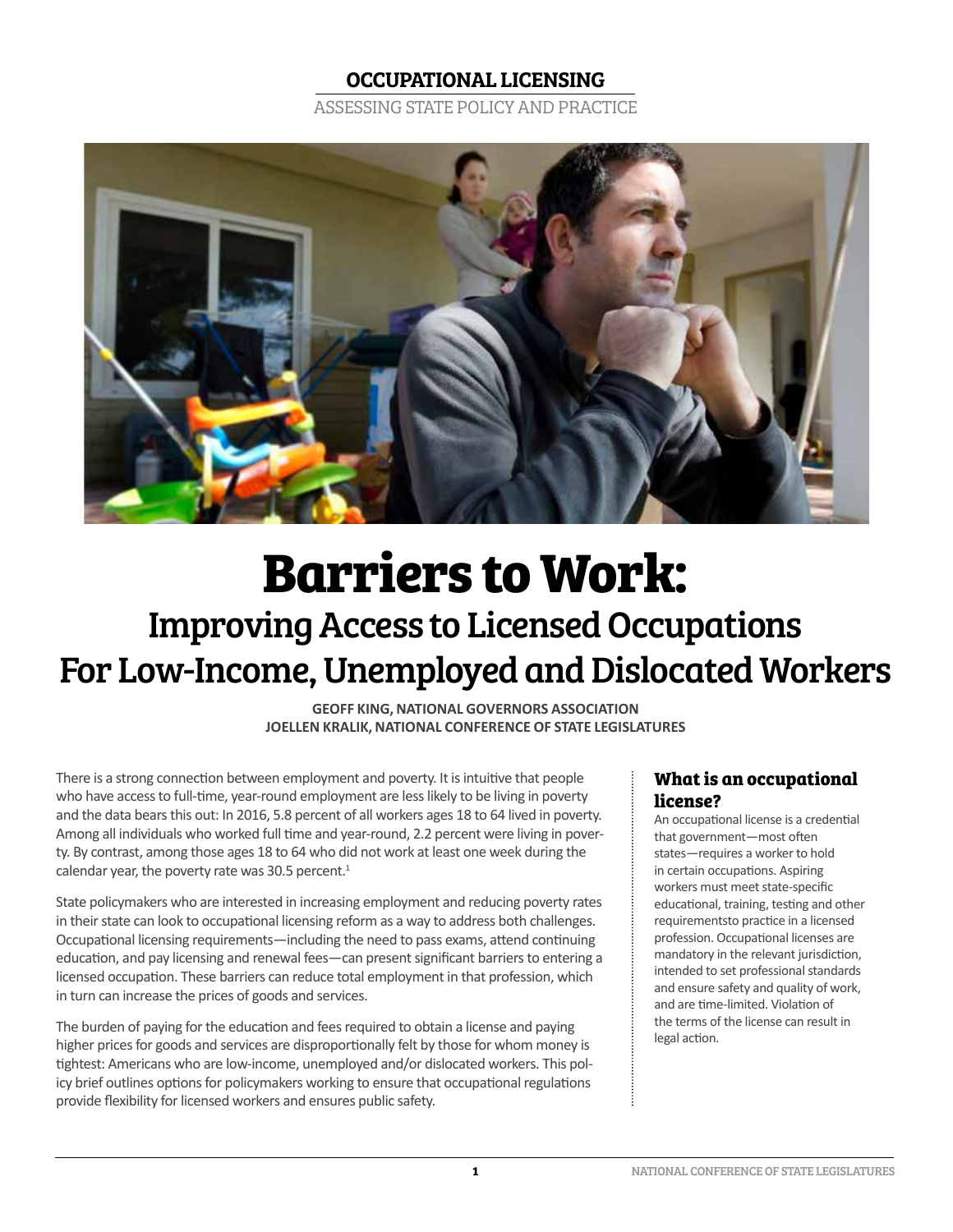**OCCUPATIONAL LICENSING**

ASSESSING STATE POLICY AND PRACTICE

# Barriers to Work:

## Improving Access to Licensed Occupations For Low-Income, Unemployed and Dislocated Workers

**GEOFF KING, NATIONAL GOVERNORS ASSOCIATION**
**JOELLEN KRALIK, NATIONAL CONFERENCE OF STATE LEGISLATURES**

There is a strong connection between employment and poverty. It is intuitive that people who have access to full-time, year-round employment are less likely to be living in poverty and the data bears this out: In 2016, 5.8 percent of all workers ages 18 to 64 lived in poverty. Among all individuals who worked full time and year-round, 2.2 percent were living in poverty. By contrast, among those ages 18 to 64 who did not work at least one week during the calendar year, the poverty rate was 30.5 percent.[1]

State policymakers who are interested in increasing employment and reducing poverty rates in their state can look to occupational licensing reform as a way to address both challenges. Occupational licensing requirements—including the need to pass exams, attend continuing education, and pay licensing and renewal fees—can present significant barriers to entering a licensed occupation. These barriers can reduce total employment in that profession, which in turn can increase the prices of goods and services.

The burden of paying for the education and fees required to obtain a license and paying higher prices for goods and services are disproportionally felt by those for whom money is tightest: Americans who are low-income, unemployed and/or dislocated workers. This policy brief outlines options for policymakers working to ensure that occupational regulations provide flexibility for licensed workers and ensures public safety.

### What is an occupational license?

An occupational license is a credential that government—most often states—requires a worker to hold in certain occupations. Aspiring workers must meet state-specific educational, training, testing and other requirementsto practice in a licensed profession. Occupational licenses are mandatory in the relevant jurisdiction, intended to set professional standards and ensure safety and quality of work, and are time-limited. Violation of the terms of the license can result in legal action.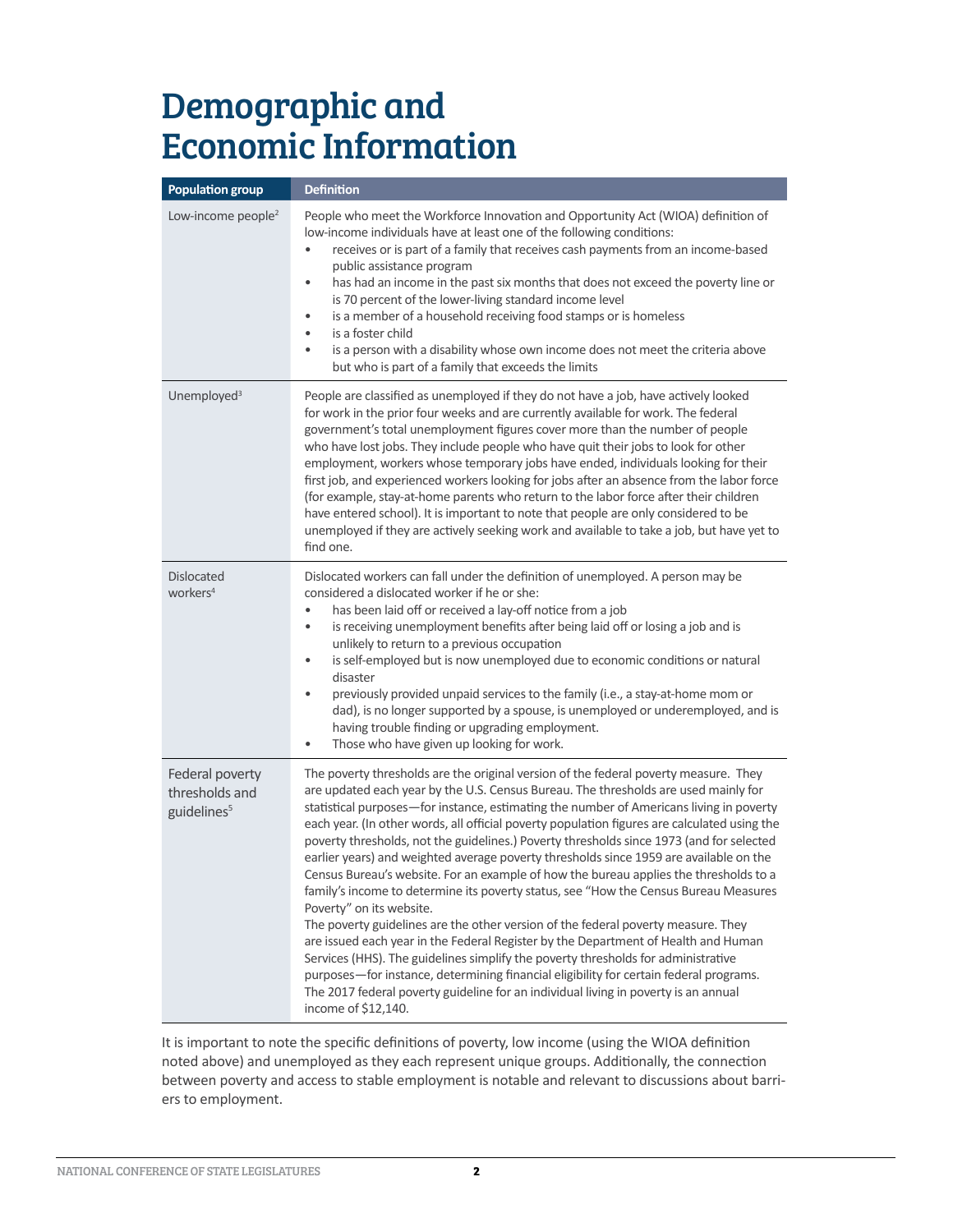# Demographic and Economic Information

| Population group | Definition |
| --- | --- |
| Low-income people[2] | People who meet the Workforce Innovation and Opportunity Act (WIOA) definition of low-income individuals have at least one of the following conditions:<br>• receives or is part of a family that receives cash payments from an income-based public assistance program<br>• has had an income in the past six months that does not exceed the poverty line or is 70 percent of the lower-living standard income level<br>• is a member of a household receiving food stamps or is homeless<br>• is a foster child<br>• is a person with a disability whose own income does not meet the criteria above but who is part of a family that exceeds the limits |
| Unemployed[3] | People are classified as unemployed if they do not have a job, have actively looked for work in the prior four weeks and are currently available for work. The federal government's total unemployment figures cover more than the number of people who have lost jobs. They include people who have quit their jobs to look for other employment, workers whose temporary jobs have ended, individuals looking for their first job, and experienced workers looking for jobs after an absence from the labor force (for example, stay-at-home parents who return to the labor force after their children have entered school). It is important to note that people are only considered to be unemployed if they are actively seeking work and available to take a job, but have yet to find one. |
| Dislocated workers[4] | Dislocated workers can fall under the definition of unemployed. A person may be considered a dislocated worker if he or she:<br>• has been laid off or received a lay-off notice from a job<br>• is receiving unemployment benefits after being laid off or losing a job and is unlikely to return to a previous occupation<br>• is self-employed but is now unemployed due to economic conditions or natural disaster<br>• previously provided unpaid services to the family (i.e., a stay-at-home mom or dad), is no longer supported by a spouse, is unemployed or underemployed, and is having trouble finding or upgrading employment.<br>• Those who have given up looking for work. |
| Federal poverty thresholds and guidelines[5] | The poverty thresholds are the original version of the federal poverty measure. They are updated each year by the U.S. Census Bureau. The thresholds are used mainly for statistical purposes—for instance, estimating the number of Americans living in poverty each year. (In other words, all official poverty population figures are calculated using the poverty thresholds, not the guidelines.) Poverty thresholds since 1973 (and for selected earlier years) and weighted average poverty thresholds since 1959 are available on the Census Bureau's website. For an example of how the bureau applies the thresholds to a family's income to determine its poverty status, see "How the Census Bureau Measures Poverty" on its website.<br>The poverty guidelines are the other version of the federal poverty measure. They are issued each year in the Federal Register by the Department of Health and Human Services (HHS). The guidelines simplify the poverty thresholds for administrative purposes—for instance, determining financial eligibility for certain federal programs. The 2017 federal poverty guideline for an individual living in poverty is an annual income of $12,140. |

It is important to note the specific definitions of poverty, low income (using the WIOA definition noted above) and unemployed as they each represent unique groups. Additionally, the connection between poverty and access to stable employment is notable and relevant to discussions about barriers to employment.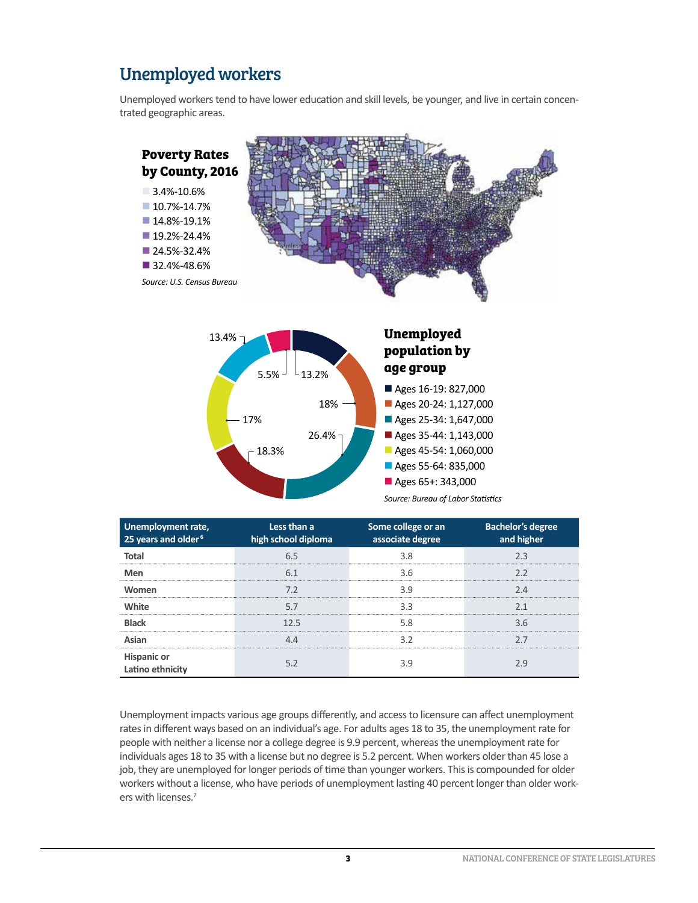## Unemployed workers

Unemployed workers tend to have lower education and skill levels, be younger, and live in certain concentrated geographic areas.

**Poverty Rates by County, 2016**

- 3.4%-10.6%
- 10.7%-14.7%
- 14.8%-19.1%
- 19.2%-24.4%
- 24.5%-32.4%
- 32.4%-48.6%

*Source: U.S. Census Bureau*

**Unemployed population by age group**

- Ages 16-19: 827,000
- Ages 20-24: 1,127,000
- Ages 25-34: 1,647,000
- Ages 35-44: 1,143,000
- Ages 45-54: 1,060,000
- Ages 55-64: 835,000
- Ages 65+: 343,000

13.2% | 18% | 26.4% | 18.3% | 17% | 13.4% | 5.5%

*Source: Bureau of Labor Statistics*

| Unemployment rate, 25 years and older[6] | Less than a high school diploma | Some college or an associate degree | Bachelor's degree and higher |
|---|---|---|---|
| Total | 6.5 | 3.8 | 2.3 |
| Men | 6.1 | 3.6 | 2.2 |
| Women | 7.2 | 3.9 | 2.4 |
| White | 5.7 | 3.3 | 2.1 |
| Black | 12.5 | 5.8 | 3.6 |
| Asian | 4.4 | 3.2 | 2.7 |
| Hispanic or Latino ethnicity | 5.2 | 3.9 | 2.9 |

Unemployment impacts various age groups differently, and access to licensure can affect unemployment rates in different ways based on an individual's age. For adults ages 18 to 35, the unemployment rate for people with neither a license nor a college degree is 9.9 percent, whereas the unemployment rate for individuals ages 18 to 35 with a license but no degree is 5.2 percent. When workers older than 45 lose a job, they are unemployed for longer periods of time than younger workers. This is compounded for older workers without a license, who have periods of unemployment lasting 40 percent longer than older workers with licenses.[7]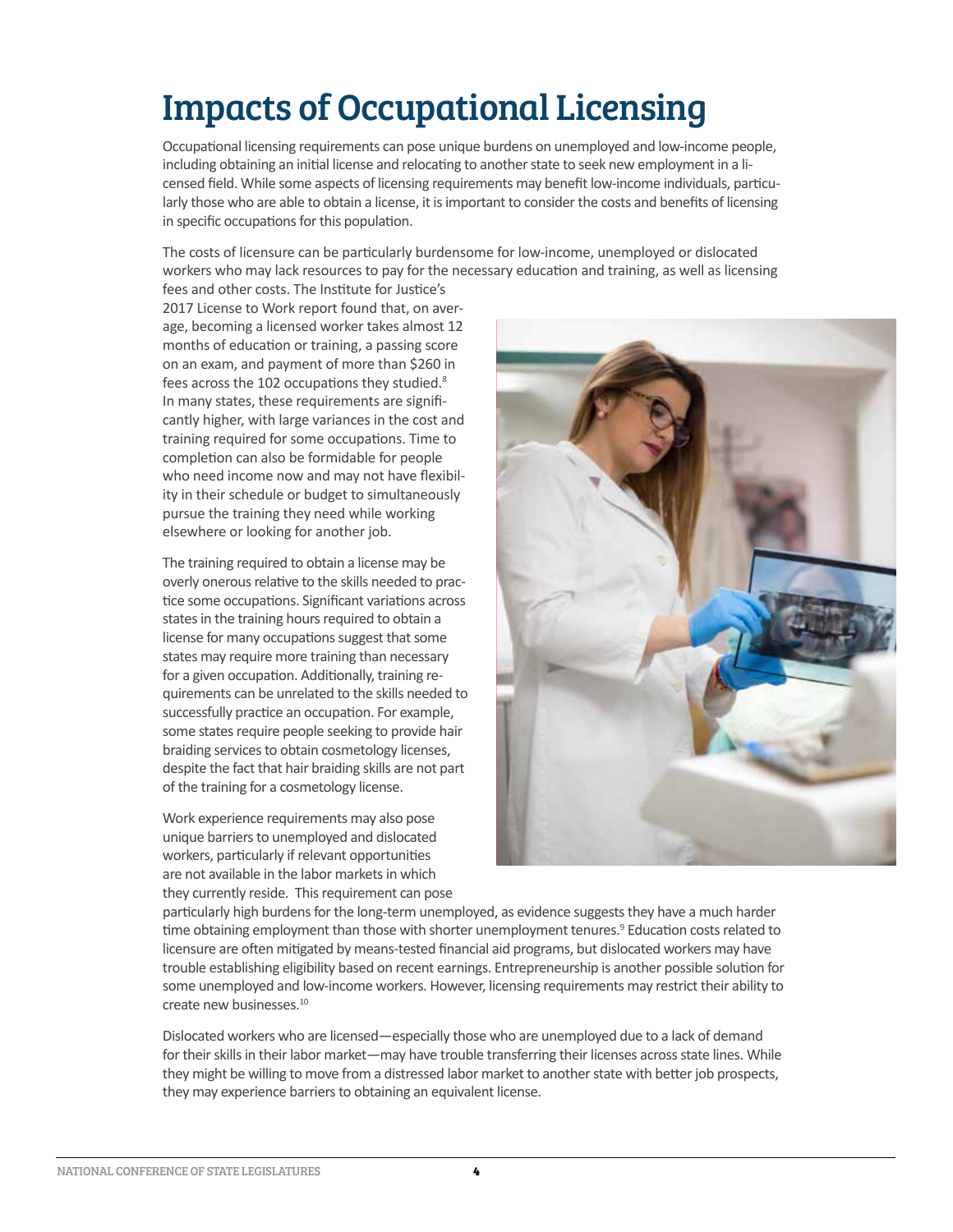# Impacts of Occupational Licensing

Occupational licensing requirements can pose unique burdens on unemployed and low-income people, including obtaining an initial license and relocating to another state to seek new employment in a licensed field. While some aspects of licensing requirements may benefit low-income individuals, particularly those who are able to obtain a license, it is important to consider the costs and benefits of licensing in specific occupations for this population.

The costs of licensure can be particularly burdensome for low-income, unemployed or dislocated workers who may lack resources to pay for the necessary education and training, as well as licensing fees and other costs. The Institute for Justice's 2017 License to Work report found that, on average, becoming a licensed worker takes almost 12 months of education or training, a passing score on an exam, and payment of more than $260 in fees across the 102 occupations they studied.[8] In many states, these requirements are significantly higher, with large variances in the cost and training required for some occupations. Time to completion can also be formidable for people who need income now and may not have flexibility in their schedule or budget to simultaneously pursue the training they need while working elsewhere or looking for another job.

The training required to obtain a license may be overly onerous relative to the skills needed to practice some occupations. Significant variations across states in the training hours required to obtain a license for many occupations suggest that some states may require more training than necessary for a given occupation. Additionally, training requirements can be unrelated to the skills needed to successfully practice an occupation. For example, some states require people seeking to provide hair braiding services to obtain cosmetology licenses, despite the fact that hair braiding skills are not part of the training for a cosmetology license.

Work experience requirements may also pose unique barriers to unemployed and dislocated workers, particularly if relevant opportunities are not available in the labor markets in which they currently reside. This requirement can pose particularly high burdens for the long-term unemployed, as evidence suggests they have a much harder time obtaining employment than those with shorter unemployment tenures.[9] Education costs related to licensure are often mitigated by means-tested financial aid programs, but dislocated workers may have trouble establishing eligibility based on recent earnings. Entrepreneurship is another possible solution for some unemployed and low-income workers. However, licensing requirements may restrict their ability to create new businesses.[10]

Dislocated workers who are licensed—especially those who are unemployed due to a lack of demand for their skills in their labor market—may have trouble transferring their licenses across state lines. While they might be willing to move from a distressed labor market to another state with better job prospects, they may experience barriers to obtaining an equivalent license.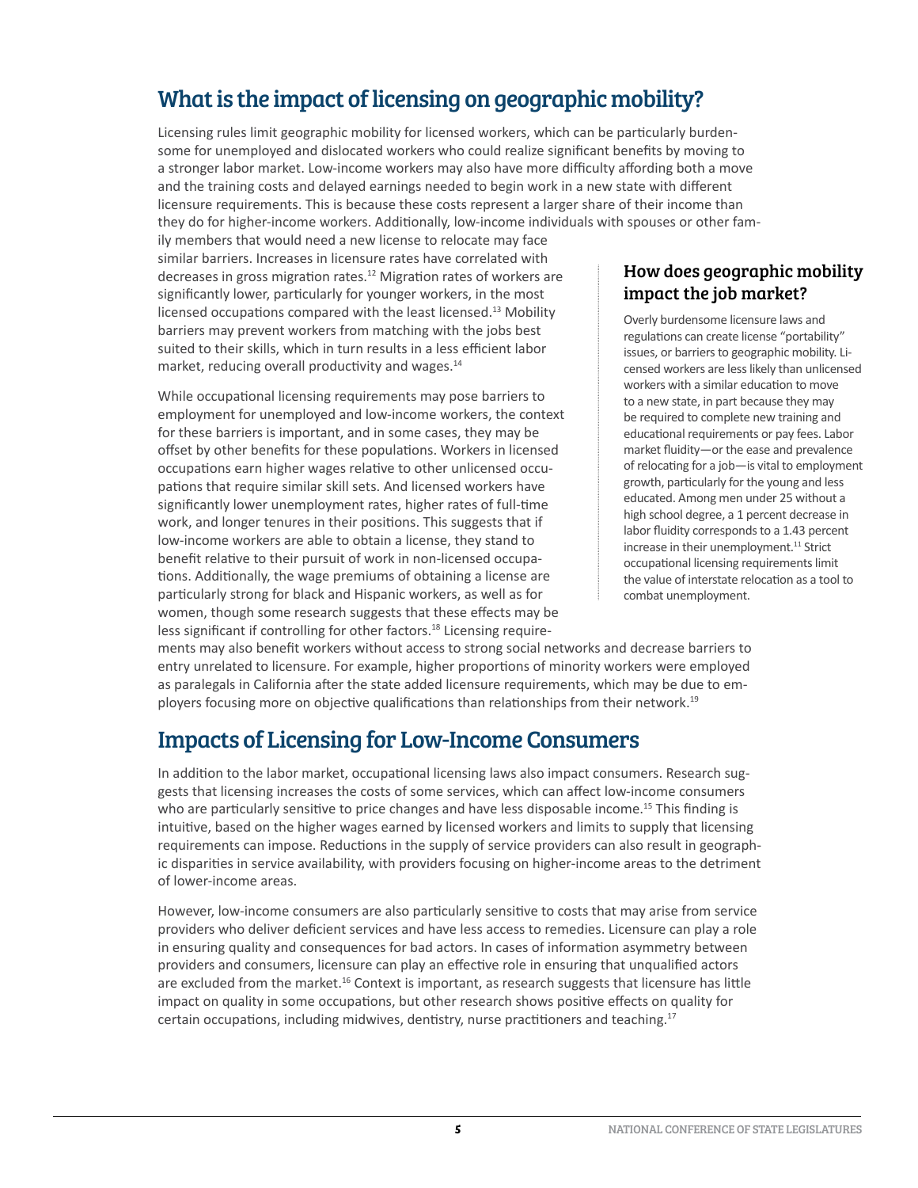## What is the impact of licensing on geographic mobility?

Licensing rules limit geographic mobility for licensed workers, which can be particularly burdensome for unemployed and dislocated workers who could realize significant benefits by moving to a stronger labor market. Low-income workers may also have more difficulty affording both a move and the training costs and delayed earnings needed to begin work in a new state with different licensure requirements. This is because these costs represent a larger share of their income than they do for higher-income workers. Additionally, low-income individuals with spouses or other family members that would need a new license to relocate may face similar barriers. Increases in licensure rates have correlated with decreases in gross migration rates.[12] Migration rates of workers are significantly lower, particularly for younger workers, in the most licensed occupations compared with the least licensed.[13] Mobility barriers may prevent workers from matching with the jobs best suited to their skills, which in turn results in a less efficient labor market, reducing overall productivity and wages.[14]

While occupational licensing requirements may pose barriers to employment for unemployed and low-income workers, the context for these barriers is important, and in some cases, they may be offset by other benefits for these populations. Workers in licensed occupations earn higher wages relative to other unlicensed occupations that require similar skill sets. And licensed workers have significantly lower unemployment rates, higher rates of full-time work, and longer tenures in their positions. This suggests that if low-income workers are able to obtain a license, they stand to benefit relative to their pursuit of work in non-licensed occupations. Additionally, the wage premiums of obtaining a license are particularly strong for black and Hispanic workers, as well as for women, though some research suggests that these effects may be less significant if controlling for other factors.[18] Licensing requirements may also benefit workers without access to strong social networks and decrease barriers to entry unrelated to licensure. For example, higher proportions of minority workers were employed as paralegals in California after the state added licensure requirements, which may be due to employers focusing more on objective qualifications than relationships from their network.[19]

### How does geographic mobility impact the job market?

Overly burdensome licensure laws and regulations can create license "portability" issues, or barriers to geographic mobility. Licensed workers are less likely than unlicensed workers with a similar education to move to a new state, in part because they may be required to complete new training and educational requirements or pay fees. Labor market fluidity—or the ease and prevalence of relocating for a job—is vital to employment growth, particularly for the young and less educated. Among men under 25 without a high school degree, a 1 percent decrease in labor fluidity corresponds to a 1.43 percent increase in their unemployment.[11] Strict occupational licensing requirements limit the value of interstate relocation as a tool to combat unemployment.

## Impacts of Licensing for Low-Income Consumers

In addition to the labor market, occupational licensing laws also impact consumers. Research suggests that licensing increases the costs of some services, which can affect low-income consumers who are particularly sensitive to price changes and have less disposable income.[15] This finding is intuitive, based on the higher wages earned by licensed workers and limits to supply that licensing requirements can impose. Reductions in the supply of service providers can also result in geographic disparities in service availability, with providers focusing on higher-income areas to the detriment of lower-income areas.

However, low-income consumers are also particularly sensitive to costs that may arise from service providers who deliver deficient services and have less access to remedies. Licensure can play a role in ensuring quality and consequences for bad actors. In cases of information asymmetry between providers and consumers, licensure can play an effective role in ensuring that unqualified actors are excluded from the market.[16] Context is important, as research suggests that licensure has little impact on quality in some occupations, but other research shows positive effects on quality for certain occupations, including midwives, dentistry, nurse practitioners and teaching.[17]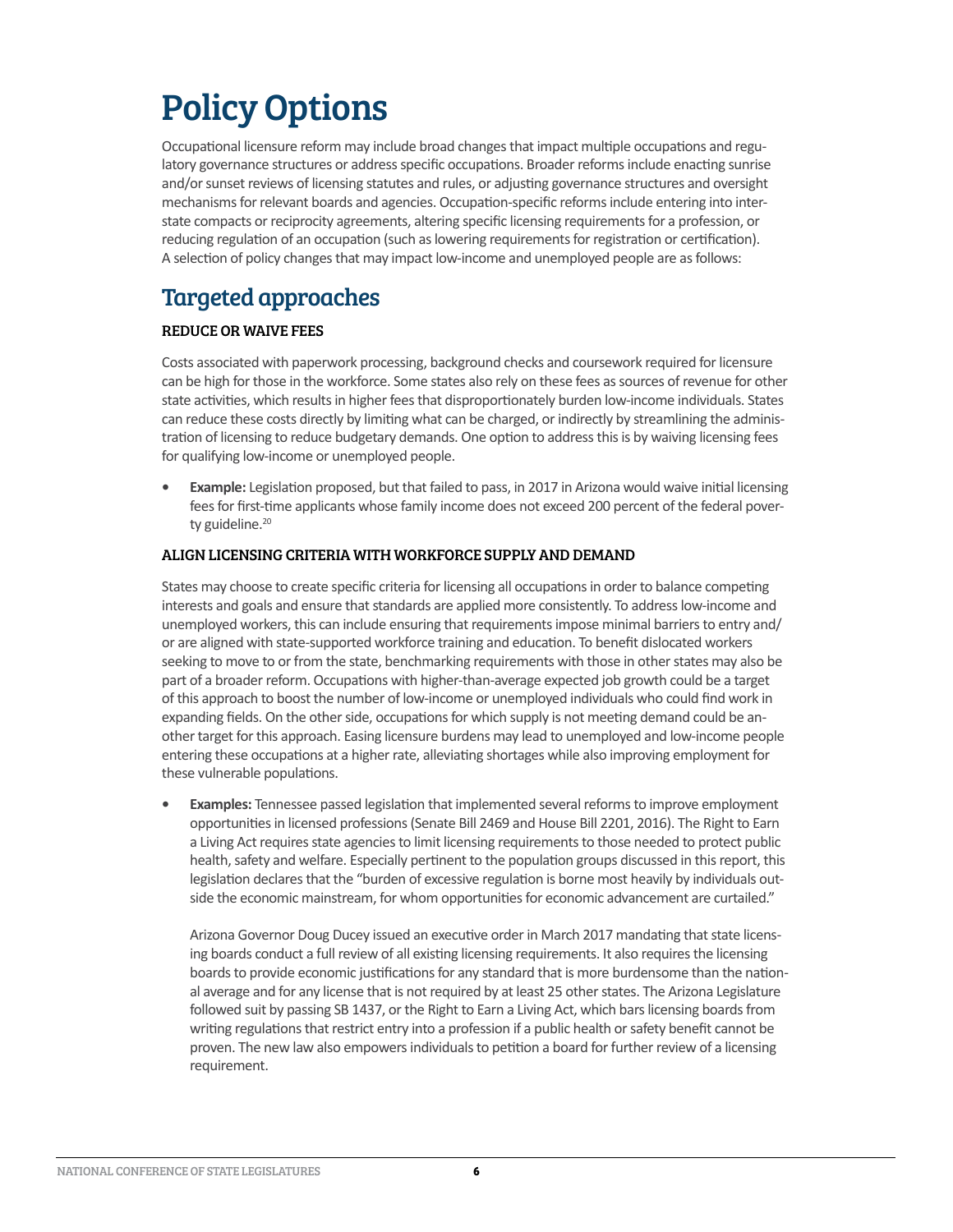# Policy Options

Occupational licensure reform may include broad changes that impact multiple occupations and regulatory governance structures or address specific occupations. Broader reforms include enacting sunrise and/or sunset reviews of licensing statutes and rules, or adjusting governance structures and oversight mechanisms for relevant boards and agencies. Occupation-specific reforms include entering into interstate compacts or reciprocity agreements, altering specific licensing requirements for a profession, or reducing regulation of an occupation (such as lowering requirements for registration or certification). A selection of policy changes that may impact low-income and unemployed people are as follows:

## Targeted approaches

### REDUCE OR WAIVE FEES

Costs associated with paperwork processing, background checks and coursework required for licensure can be high for those in the workforce. Some states also rely on these fees as sources of revenue for other state activities, which results in higher fees that disproportionately burden low-income individuals. States can reduce these costs directly by limiting what can be charged, or indirectly by streamlining the administration of licensing to reduce budgetary demands. One option to address this is by waiving licensing fees for qualifying low-income or unemployed people.

- **Example:** Legislation proposed, but that failed to pass, in 2017 in Arizona would waive initial licensing fees for first-time applicants whose family income does not exceed 200 percent of the federal poverty guideline.[20]

### ALIGN LICENSING CRITERIA WITH WORKFORCE SUPPLY AND DEMAND

States may choose to create specific criteria for licensing all occupations in order to balance competing interests and goals and ensure that standards are applied more consistently. To address low-income and unemployed workers, this can include ensuring that requirements impose minimal barriers to entry and/or are aligned with state-supported workforce training and education. To benefit dislocated workers seeking to move to or from the state, benchmarking requirements with those in other states may also be part of a broader reform. Occupations with higher-than-average expected job growth could be a target of this approach to boost the number of low-income or unemployed individuals who could find work in expanding fields. On the other side, occupations for which supply is not meeting demand could be another target for this approach. Easing licensure burdens may lead to unemployed and low-income people entering these occupations at a higher rate, alleviating shortages while also improving employment for these vulnerable populations.

- **Examples:** Tennessee passed legislation that implemented several reforms to improve employment opportunities in licensed professions (Senate Bill 2469 and House Bill 2201, 2016). The Right to Earn a Living Act requires state agencies to limit licensing requirements to those needed to protect public health, safety and welfare. Especially pertinent to the population groups discussed in this report, this legislation declares that the "burden of excessive regulation is borne most heavily by individuals outside the economic mainstream, for whom opportunities for economic advancement are curtailed."

  Arizona Governor Doug Ducey issued an executive order in March 2017 mandating that state licensing boards conduct a full review of all existing licensing requirements. It also requires the licensing boards to provide economic justifications for any standard that is more burdensome than the national average and for any license that is not required by at least 25 other states. The Arizona Legislature followed suit by passing SB 1437, or the Right to Earn a Living Act, which bars licensing boards from writing regulations that restrict entry into a profession if a public health or safety benefit cannot be proven. The new law also empowers individuals to petition a board for further review of a licensing requirement.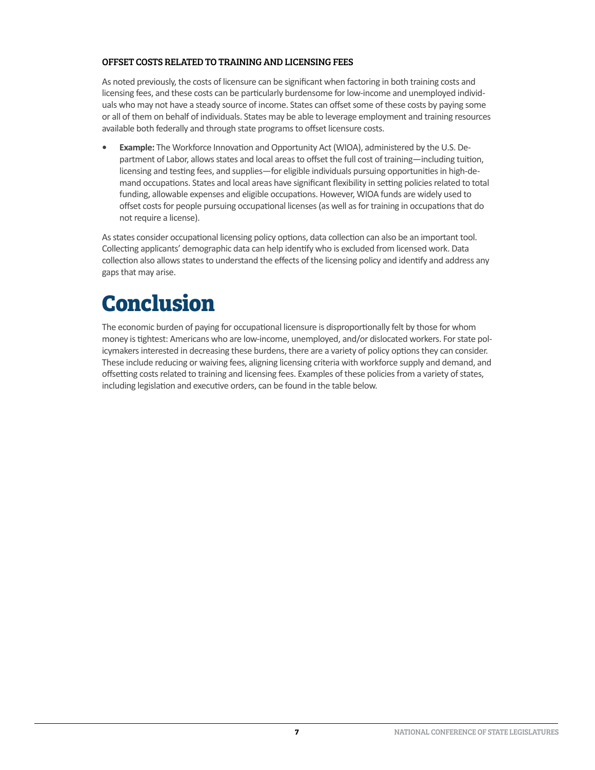### OFFSET COSTS RELATED TO TRAINING AND LICENSING FEES

As noted previously, the costs of licensure can be significant when factoring in both training costs and licensing fees, and these costs can be particularly burdensome for low-income and unemployed individuals who may not have a steady source of income. States can offset some of these costs by paying some or all of them on behalf of individuals. States may be able to leverage employment and training resources available both federally and through state programs to offset licensure costs.

- **Example:** The Workforce Innovation and Opportunity Act (WIOA), administered by the U.S. Department of Labor, allows states and local areas to offset the full cost of training—including tuition, licensing and testing fees, and supplies—for eligible individuals pursuing opportunities in high-demand occupations. States and local areas have significant flexibility in setting policies related to total funding, allowable expenses and eligible occupations. However, WIOA funds are widely used to offset costs for people pursuing occupational licenses (as well as for training in occupations that do not require a license).

As states consider occupational licensing policy options, data collection can also be an important tool. Collecting applicants' demographic data can help identify who is excluded from licensed work. Data collection also allows states to understand the effects of the licensing policy and identify and address any gaps that may arise.

# Conclusion

The economic burden of paying for occupational licensure is disproportionally felt by those for whom money is tightest: Americans who are low-income, unemployed, and/or dislocated workers. For state policymakers interested in decreasing these burdens, there are a variety of policy options they can consider. These include reducing or waiving fees, aligning licensing criteria with workforce supply and demand, and offsetting costs related to training and licensing fees. Examples of these policies from a variety of states, including legislation and executive orders, can be found in the table below.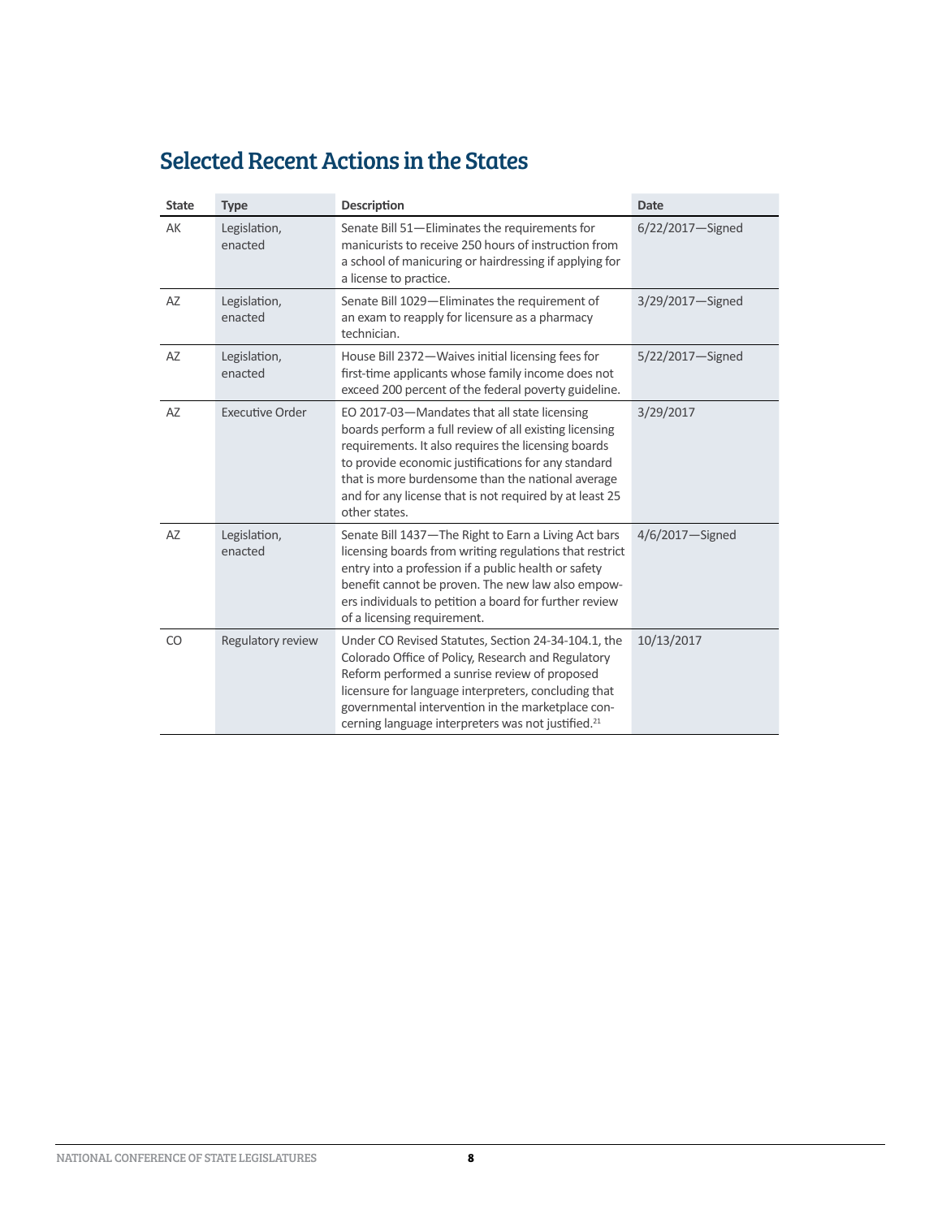## Selected Recent Actions in the States

| State | Type | Description | Date |
|---|---|---|---|
| AK | Legislation, enacted | Senate Bill 51—Eliminates the requirements for manicurists to receive 250 hours of instruction from a school of manicuring or hairdressing if applying for a license to practice. | 6/22/2017—Signed |
| AZ | Legislation, enacted | Senate Bill 1029—Eliminates the requirement of an exam to reapply for licensure as a pharmacy technician. | 3/29/2017—Signed |
| AZ | Legislation, enacted | House Bill 2372—Waives initial licensing fees for first-time applicants whose family income does not exceed 200 percent of the federal poverty guideline. | 5/22/2017—Signed |
| AZ | Executive Order | EO 2017-03—Mandates that all state licensing boards perform a full review of all existing licensing requirements. It also requires the licensing boards to provide economic justifications for any standard that is more burdensome than the national average and for any license that is not required by at least 25 other states. | 3/29/2017 |
| AZ | Legislation, enacted | Senate Bill 1437—The Right to Earn a Living Act bars licensing boards from writing regulations that restrict entry into a profession if a public health or safety benefit cannot be proven. The new law also empowers individuals to petition a board for further review of a licensing requirement. | 4/6/2017—Signed |
| CO | Regulatory review | Under CO Revised Statutes, Section 24-34-104.1, the Colorado Office of Policy, Research and Regulatory Reform performed a sunrise review of proposed licensure for language interpreters, concluding that governmental intervention in the marketplace concerning language interpreters was not justified.[21] | 10/13/2017 |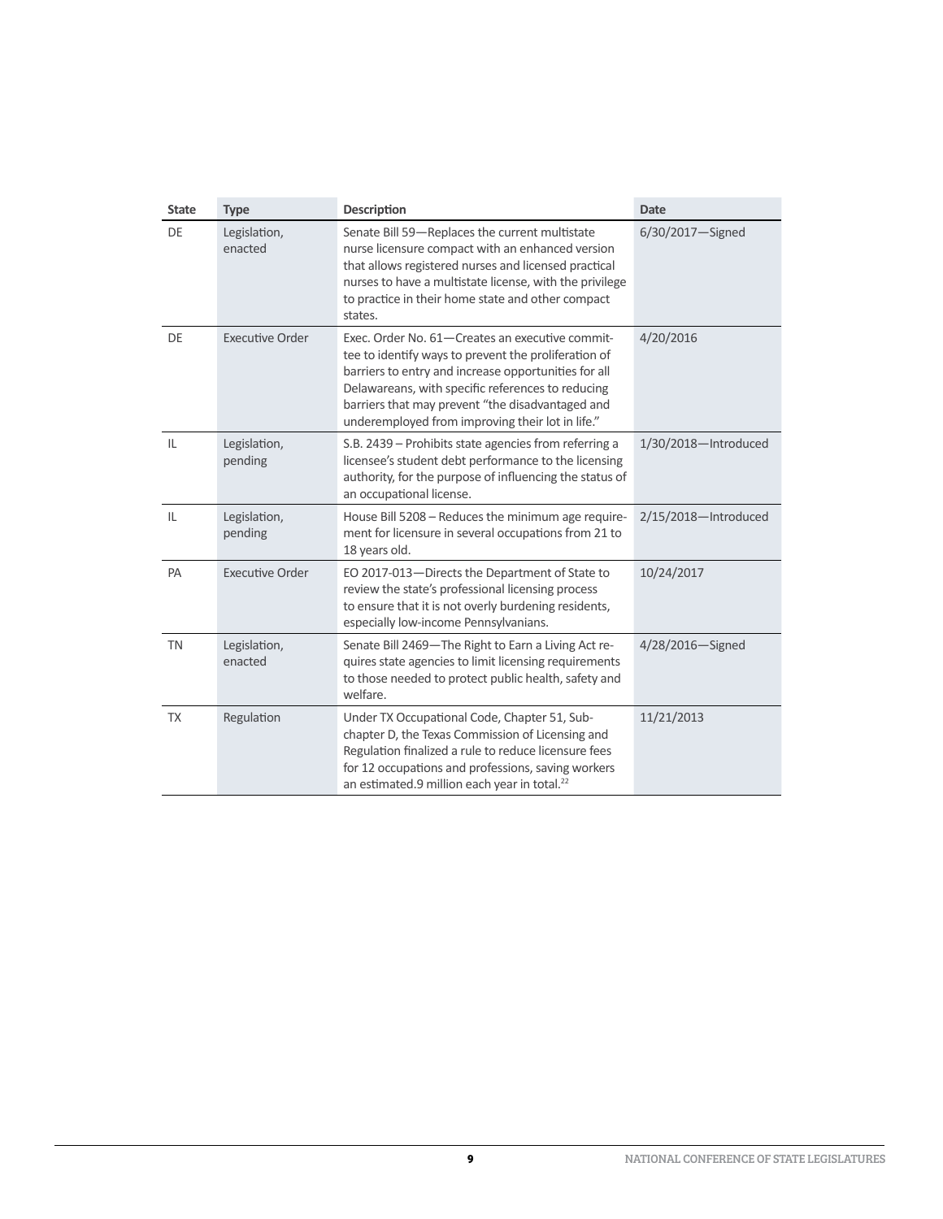| State | Type | Description | Date |
|---|---|---|---|
| DE | Legislation, enacted | Senate Bill 59—Replaces the current multistate nurse licensure compact with an enhanced version that allows registered nurses and licensed practical nurses to have a multistate license, with the privilege to practice in their home state and other compact states. | 6/30/2017—Signed |
| DE | Executive Order | Exec. Order No. 61—Creates an executive committee to identify ways to prevent the proliferation of barriers to entry and increase opportunities for all Delawareans, with specific references to reducing barriers that may prevent "the disadvantaged and underemployed from improving their lot in life." | 4/20/2016 |
| IL | Legislation, pending | S.B. 2439 – Prohibits state agencies from referring a licensee's student debt performance to the licensing authority, for the purpose of influencing the status of an occupational license. | 1/30/2018—Introduced |
| IL | Legislation, pending | House Bill 5208 – Reduces the minimum age requirement for licensure in several occupations from 21 to 18 years old. | 2/15/2018—Introduced |
| PA | Executive Order | EO 2017-013—Directs the Department of State to review the state's professional licensing process to ensure that it is not overly burdening residents, especially low-income Pennsylvanians. | 10/24/2017 |
| TN | Legislation, enacted | Senate Bill 2469—The Right to Earn a Living Act requires state agencies to limit licensing requirements to those needed to protect public health, safety and welfare. | 4/28/2016—Signed |
| TX | Regulation | Under TX Occupational Code, Chapter 51, Subchapter D, the Texas Commission of Licensing and Regulation finalized a rule to reduce licensure fees for 12 occupations and professions, saving workers an estimated.9 million each year in total.[22] | 11/21/2013 |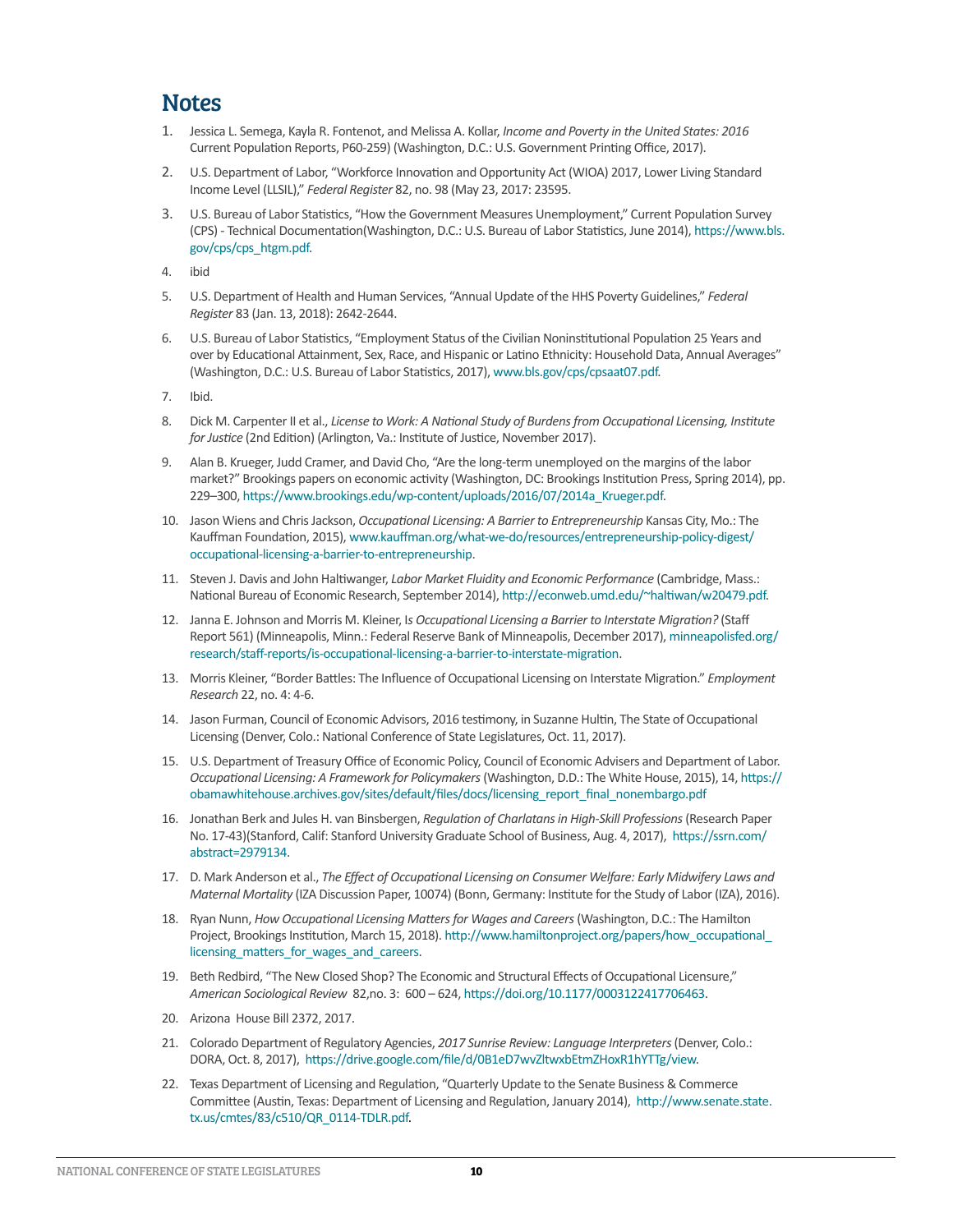# Notes

1. Jessica L. Semega, Kayla R. Fontenot, and Melissa A. Kollar, *Income and Poverty in the United States: 2016* Current Population Reports, P60-259) (Washington, D.C.: U.S. Government Printing Office, 2017).
2. U.S. Department of Labor, "Workforce Innovation and Opportunity Act (WIOA) 2017, Lower Living Standard Income Level (LLSIL)," *Federal Register* 82, no. 98 (May 23, 2017: 23595.
3. U.S. Bureau of Labor Statistics, "How the Government Measures Unemployment," Current Population Survey (CPS) - Technical Documentation(Washington, D.C.: U.S. Bureau of Labor Statistics, June 2014), https://www.bls.gov/cps/cps_htgm.pdf.
4. ibid
5. U.S. Department of Health and Human Services, "Annual Update of the HHS Poverty Guidelines," *Federal Register* 83 (Jan. 13, 2018): 2642-2644.
6. U.S. Bureau of Labor Statistics, "Employment Status of the Civilian Noninstitutional Population 25 Years and over by Educational Attainment, Sex, Race, and Hispanic or Latino Ethnicity: Household Data, Annual Averages" (Washington, D.C.: U.S. Bureau of Labor Statistics, 2017), www.bls.gov/cps/cpsaat07.pdf.
7. Ibid.
8. Dick M. Carpenter II et al., *License to Work: A National Study of Burdens from Occupational Licensing, Institute for Justice* (2nd Edition) (Arlington, Va.: Institute of Justice, November 2017).
9. Alan B. Krueger, Judd Cramer, and David Cho, "Are the long-term unemployed on the margins of the labor market?" Brookings papers on economic activity (Washington, DC: Brookings Institution Press, Spring 2014), pp. 229–300, https://www.brookings.edu/wp-content/uploads/2016/07/2014a_Krueger.pdf.
10. Jason Wiens and Chris Jackson, *Occupational Licensing: A Barrier to Entrepreneurship* Kansas City, Mo.: The Kauffman Foundation, 2015), www.kauffman.org/what-we-do/resources/entrepreneurship-policy-digest/occupational-licensing-a-barrier-to-entrepreneurship.
11. Steven J. Davis and John Haltiwanger, *Labor Market Fluidity and Economic Performance* (Cambridge, Mass.: National Bureau of Economic Research, September 2014), http://econweb.umd.edu/~haltiwan/w20479.pdf.
12. Janna E. Johnson and Morris M. Kleiner, I*s Occupational Licensing a Barrier to Interstate Migration?* (Staff Report 561) (Minneapolis, Minn.: Federal Reserve Bank of Minneapolis, December 2017), minneapolisfed.org/research/staff-reports/is-occupational-licensing-a-barrier-to-interstate-migration.
13. Morris Kleiner, "Border Battles: The Influence of Occupational Licensing on Interstate Migration." *Employment Research* 22, no. 4: 4-6.
14. Jason Furman, Council of Economic Advisors, 2016 testimony, in Suzanne Hultin, The State of Occupational Licensing (Denver, Colo.: National Conference of State Legislatures, Oct. 11, 2017).
15. U.S. Department of Treasury Office of Economic Policy, Council of Economic Advisers and Department of Labor. *Occupational Licensing: A Framework for Policymakers* (Washington, D.D.: The White House, 2015), 14, https://obamawhitehouse.archives.gov/sites/default/files/docs/licensing_report_final_nonembargo.pdf
16. Jonathan Berk and Jules H. van Binsbergen, *Regulation of Charlatans in High-Skill Professions* (Research Paper No. 17-43)(Stanford, Calif: Stanford University Graduate School of Business, Aug. 4, 2017), https://ssrn.com/abstract=2979134.
17. D. Mark Anderson et al., *The Effect of Occupational Licensing on Consumer Welfare: Early Midwifery Laws and Maternal Mortality* (IZA Discussion Paper, 10074) (Bonn, Germany: Institute for the Study of Labor (IZA), 2016).
18. Ryan Nunn, *How Occupational Licensing Matters for Wages and Careers* (Washington, D.C.: The Hamilton Project, Brookings Institution, March 15, 2018). http://www.hamiltonproject.org/papers/how_occupational_licensing_matters_for_wages_and_careers.
19. Beth Redbird, "The New Closed Shop? The Economic and Structural Effects of Occupational Licensure," *American Sociological Review* 82,no. 3: 600 – 624, https://doi.org/10.1177/0003122417706463.
20. Arizona House Bill 2372, 2017.
21. Colorado Department of Regulatory Agencies, *2017 Sunrise Review: Language Interpreters* (Denver, Colo.: DORA, Oct. 8, 2017), https://drive.google.com/file/d/0B1eD7wvZltwxbEtmZHoxR1hYTTg/view.
22. Texas Department of Licensing and Regulation, "Quarterly Update to the Senate Business & Commerce Committee (Austin, Texas: Department of Licensing and Regulation, January 2014), http://www.senate.state.tx.us/cmtes/83/c510/QR_0114-TDLR.pdf.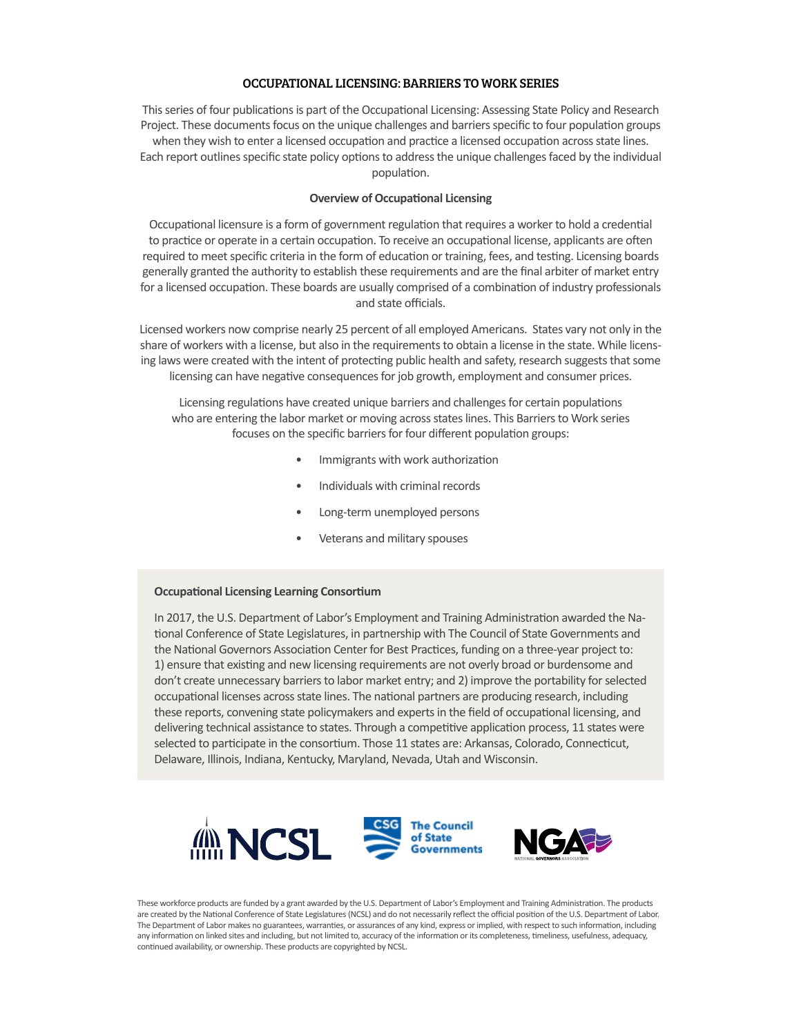## OCCUPATIONAL LICENSING: BARRIERS TO WORK SERIES

This series of four publications is part of the Occupational Licensing: Assessing State Policy and Research Project. These documents focus on the unique challenges and barriers specific to four population groups when they wish to enter a licensed occupation and practice a licensed occupation across state lines. Each report outlines specific state policy options to address the unique challenges faced by the individual population.

### Overview of Occupational Licensing

Occupational licensure is a form of government regulation that requires a worker to hold a credential to practice or operate in a certain occupation. To receive an occupational license, applicants are often required to meet specific criteria in the form of education or training, fees, and testing. Licensing boards generally granted the authority to establish these requirements and are the final arbiter of market entry for a licensed occupation. These boards are usually comprised of a combination of industry professionals and state officials.

Licensed workers now comprise nearly 25 percent of all employed Americans. States vary not only in the share of workers with a license, but also in the requirements to obtain a license in the state. While licensing laws were created with the intent of protecting public health and safety, research suggests that some licensing can have negative consequences for job growth, employment and consumer prices.

Licensing regulations have created unique barriers and challenges for certain populations who are entering the labor market or moving across states lines. This Barriers to Work series focuses on the specific barriers for four different population groups:

- Immigrants with work authorization
- Individuals with criminal records
- Long-term unemployed persons
- Veterans and military spouses

### Occupational Licensing Learning Consortium

In 2017, the U.S. Department of Labor's Employment and Training Administration awarded the National Conference of State Legislatures, in partnership with The Council of State Governments and the National Governors Association Center for Best Practices, funding on a three-year project to: 1) ensure that existing and new licensing requirements are not overly broad or burdensome and don't create unnecessary barriers to labor market entry; and 2) improve the portability for selected occupational licenses across state lines. The national partners are producing research, including these reports, convening state policymakers and experts in the field of occupational licensing, and delivering technical assistance to states. Through a competitive application process, 11 states were selected to participate in the consortium. Those 11 states are: Arkansas, Colorado, Connecticut, Delaware, Illinois, Indiana, Kentucky, Maryland, Nevada, Utah and Wisconsin.

NCSL | CSG The Council of State Governments | NGA National Governors Association

These workforce products are funded by a grant awarded by the U.S. Department of Labor's Employment and Training Administration. The products are created by the National Conference of State Legislatures (NCSL) and do not necessarily reflect the official position of the U.S. Department of Labor. The Department of Labor makes no guarantees, warranties, or assurances of any kind, express or implied, with respect to such information, including any information on linked sites and including, but not limited to, accuracy of the information or its completeness, timeliness, usefulness, adequacy, continued availability, or ownership. These products are copyrighted by NCSL.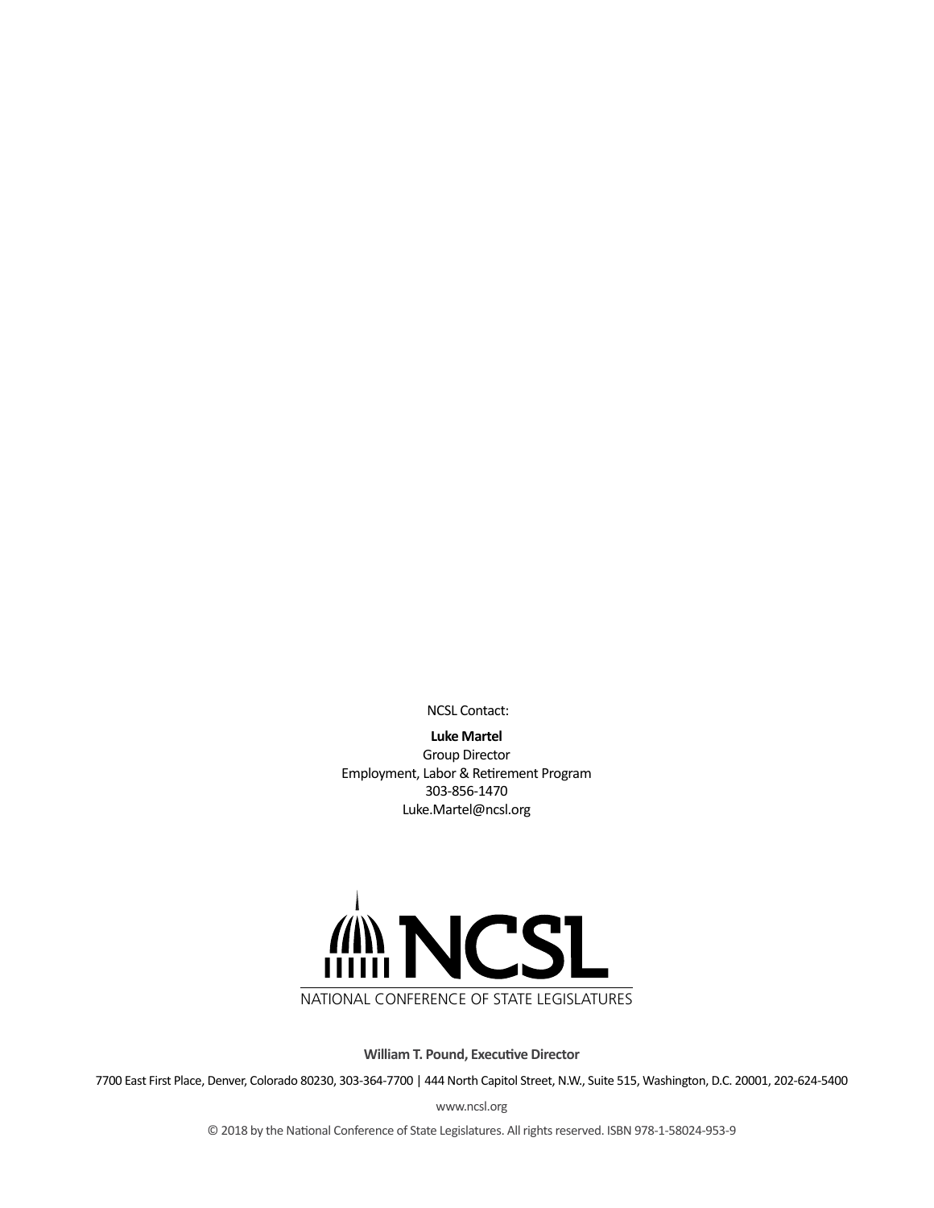NCSL Contact:

**Luke Martel**
Group Director
Employment, Labor & Retirement Program
303-856-1470
Luke.Martel@ncsl.org

NCSL

NATIONAL CONFERENCE OF STATE LEGISLATURES

**William T. Pound, Executive Director**

7700 East First Place, Denver, Colorado 80230, 303-364-7700 | 444 North Capitol Street, N.W., Suite 515, Washington, D.C. 20001, 202-624-5400

www.ncsl.org

© 2018 by the National Conference of State Legislatures. All rights reserved. ISBN 978-1-58024-953-9